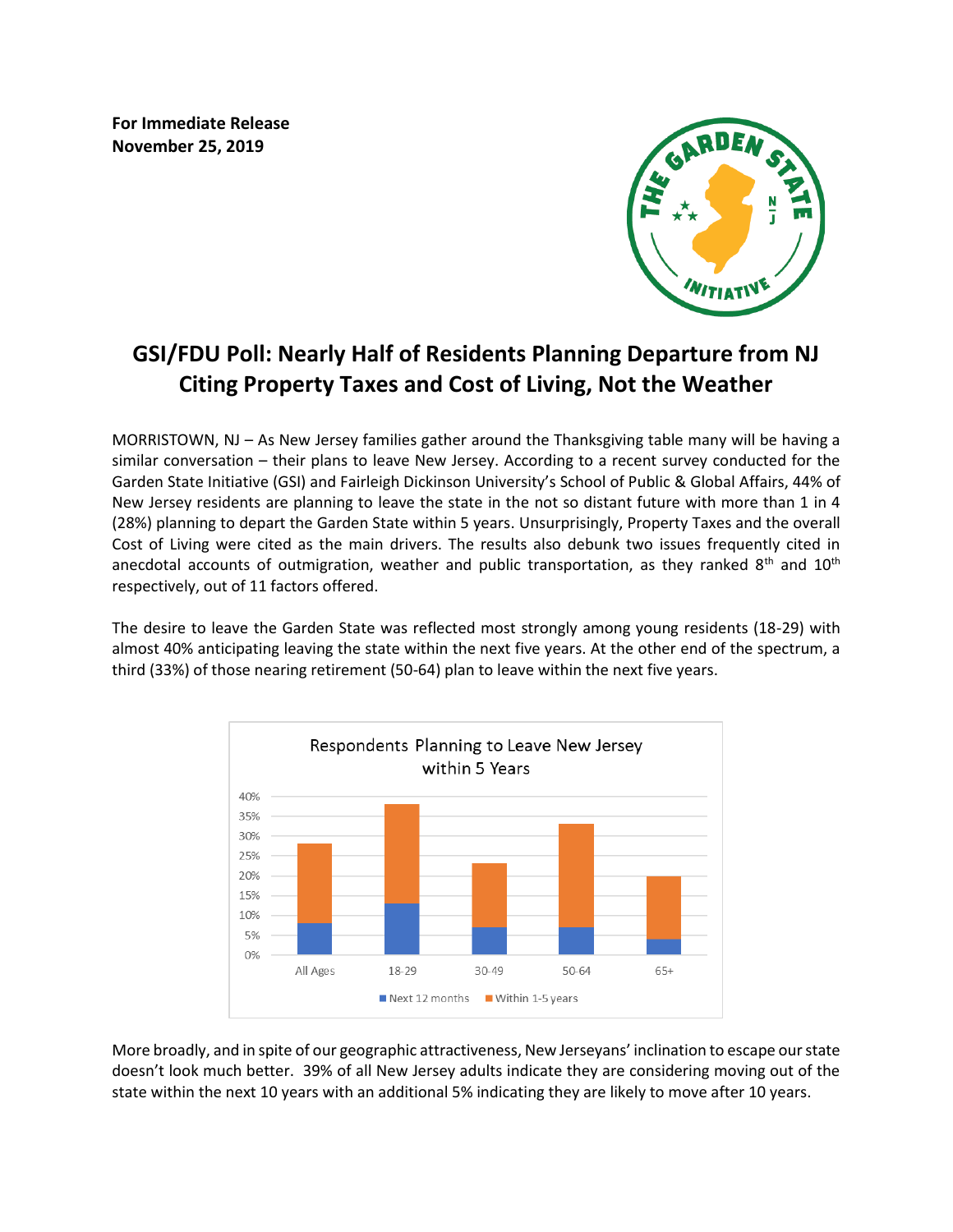**For Immediate Release**
**November 25, 2019**

# GSI/FDU Poll: Nearly Half of Residents Planning Departure from NJ Citing Property Taxes and Cost of Living, Not the Weather

MORRISTOWN, NJ – As New Jersey families gather around the Thanksgiving table many will be having a similar conversation – their plans to leave New Jersey. According to a recent survey conducted for the Garden State Initiative (GSI) and Fairleigh Dickinson University's School of Public & Global Affairs, 44% of New Jersey residents are planning to leave the state in the not so distant future with more than 1 in 4 (28%) planning to depart the Garden State within 5 years. Unsurprisingly, Property Taxes and the overall Cost of Living were cited as the main drivers. The results also debunk two issues frequently cited in anecdotal accounts of outmigration, weather and public transportation, as they ranked 8th and 10th respectively, out of 11 factors offered.

The desire to leave the Garden State was reflected most strongly among young residents (18-29) with almost 40% anticipating leaving the state within the next five years. At the other end of the spectrum, a third (33%) of those nearing retirement (50-64) plan to leave within the next five years.

Respondents Planning to Leave New Jersey within 5 Years

| | All Ages | 18-29 | 30-49 | 50-64 | 65+ |
|---|---|---|---|---|---|
| Next 12 months | 8% | 13% | 7% | 7% | 4% |
| Within 1-5 years | 20% | 25% | 16% | 26% | 16% |
| Total | 28% | 38% | 23% | 33% | 20% |

More broadly, and in spite of our geographic attractiveness, New Jerseyans' inclination to escape our state doesn't look much better. 39% of all New Jersey adults indicate they are considering moving out of the state within the next 10 years with an additional 5% indicating they are likely to move after 10 years.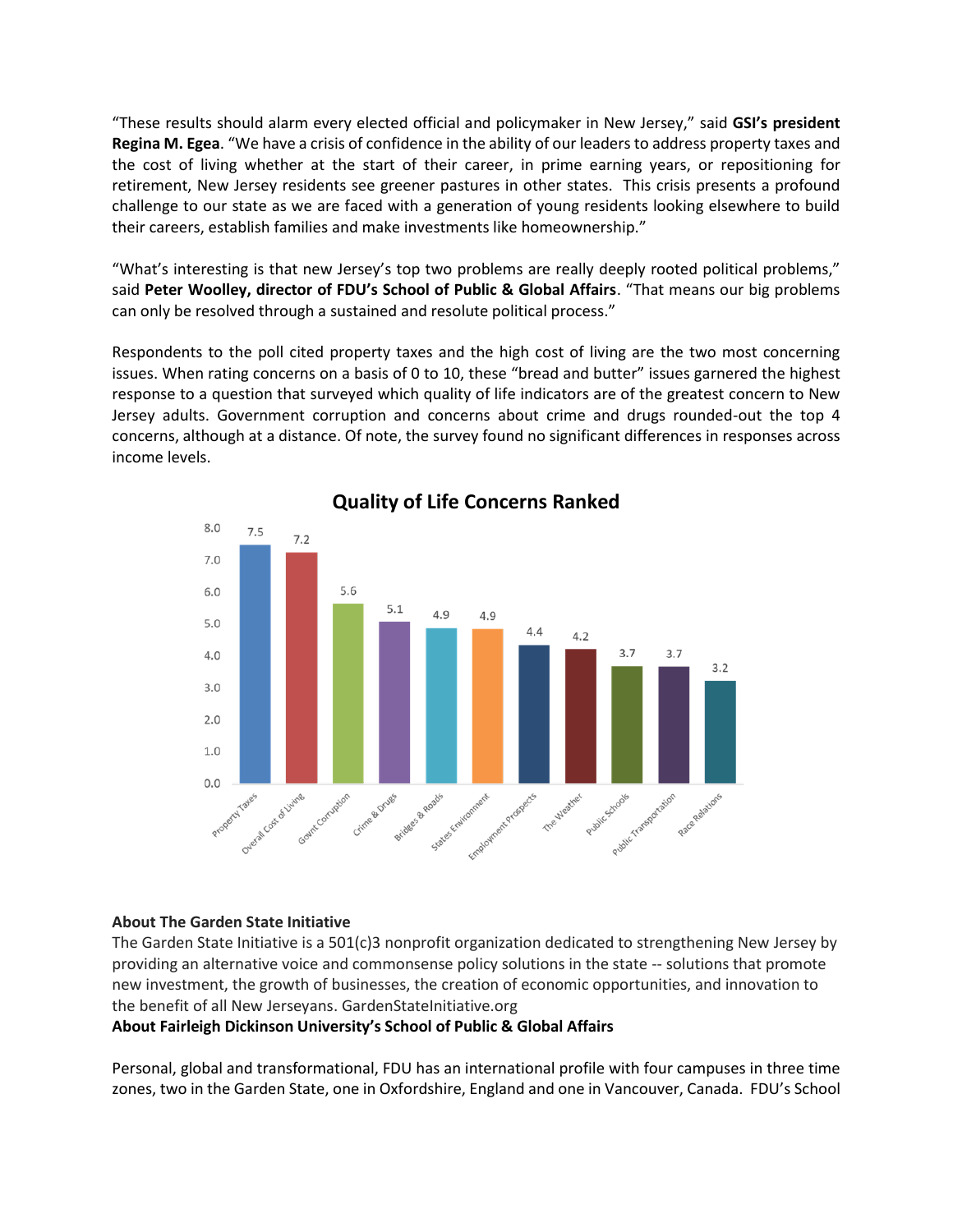"These results should alarm every elected official and policymaker in New Jersey," said **GSI's president Regina M. Egea**. "We have a crisis of confidence in the ability of our leaders to address property taxes and the cost of living whether at the start of their career, in prime earning years, or repositioning for retirement, New Jersey residents see greener pastures in other states. This crisis presents a profound challenge to our state as we are faced with a generation of young residents looking elsewhere to build their careers, establish families and make investments like homeownership."

"What's interesting is that new Jersey's top two problems are really deeply rooted political problems," said **Peter Woolley, director of FDU's School of Public & Global Affairs**. "That means our big problems can only be resolved through a sustained and resolute political process."

Respondents to the poll cited property taxes and the high cost of living are the two most concerning issues. When rating concerns on a basis of 0 to 10, these "bread and butter" issues garnered the highest response to a question that surveyed which quality of life indicators are of the greatest concern to New Jersey adults. Government corruption and concerns about crime and drugs rounded-out the top 4 concerns, although at a distance. Of note, the survey found no significant differences in responses across income levels.

**Quality of Life Concerns Ranked**

| Concern | Rating |
|---|---|
| Property Taxes | 7.5 |
| Overall Cost of Living | 7.2 |
| Gov't Corruption | 5.6 |
| Crime & Drugs | 5.1 |
| Bridges & Roads | 4.9 |
| States Environment | 4.9 |
| Employment Prospects | 4.4 |
| The Weather | 4.2 |
| Public Schools | 3.7 |
| Public Transportation | 3.7 |
| Race Relations | 3.2 |

**About The Garden State Initiative**

The Garden State Initiative is a 501(c)3 nonprofit organization dedicated to strengthening New Jersey by providing an alternative voice and commonsense policy solutions in the state -- solutions that promote new investment, the growth of businesses, the creation of economic opportunities, and innovation to the benefit of all New Jerseyans. GardenStateInitiative.org

**About Fairleigh Dickinson University's School of Public & Global Affairs**

Personal, global and transformational, FDU has an international profile with four campuses in three time zones, two in the Garden State, one in Oxfordshire, England and one in Vancouver, Canada. FDU's School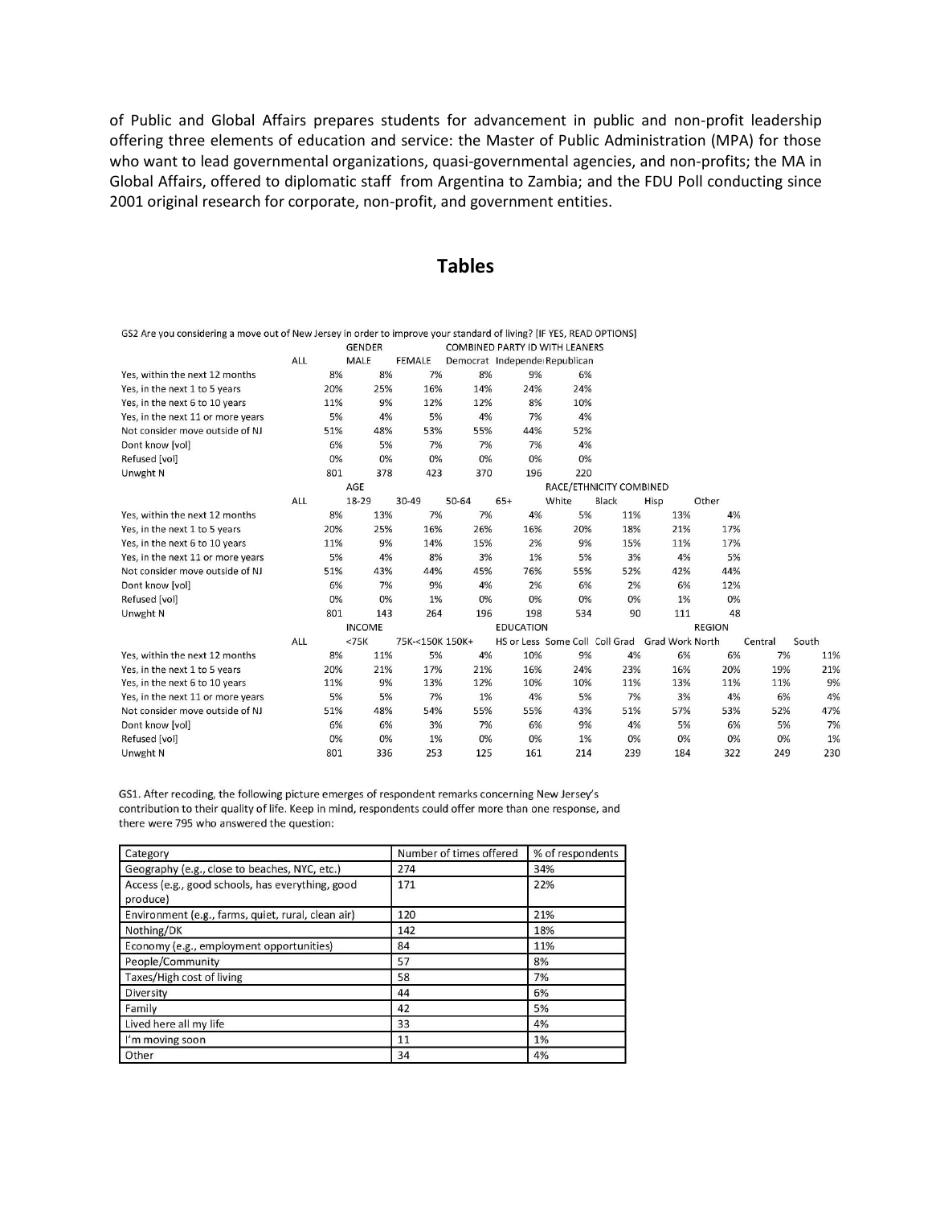of Public and Global Affairs prepares students for advancement in public and non-profit leadership offering three elements of education and service: the Master of Public Administration (MPA) for those who want to lead governmental organizations, quasi-governmental agencies, and non-profits; the MA in Global Affairs, offered to diplomatic staff from Argentina to Zambia; and the FDU Poll conducting since 2001 original research for corporate, non-profit, and government entities.

## Tables

GS2 Are you considering a move out of New Jersey in order to improve your standard of living? [IF YES, READ OPTIONS]

| | ALL | GENDER | | COMBINED PARTY ID WITH LEANERS | | |
|---|---|---|---|---|---|---|
| | | MALE | FEMALE | Democrat | Independent | Republican |
| Yes, within the next 12 months | 8% | 8% | 7% | 8% | 9% | 6% |
| Yes, in the next 1 to 5 years | 20% | 25% | 16% | 14% | 24% | 24% |
| Yes, in the next 6 to 10 years | 11% | 9% | 12% | 12% | 8% | 10% |
| Yes, in the next 11 or more years | 5% | 4% | 5% | 4% | 7% | 4% |
| Not consider move outside of NJ | 51% | 48% | 53% | 55% | 44% | 52% |
| Dont know [vol] | 6% | 5% | 7% | 7% | 7% | 4% |
| Refused [vol] | 0% | 0% | 0% | 0% | 0% | 0% |
| Unwght N | 801 | 378 | 423 | 370 | 196 | 220 |

| | ALL | AGE | | | | RACE/ETHNICITY COMBINED | | | |
|---|---|---|---|---|---|---|---|---|---|
| | | 18-29 | 30-49 | 50-64 | 65+ | White | Black | Hisp | Other |
| Yes, within the next 12 months | 8% | 13% | 7% | 7% | 4% | 5% | 11% | 13% | 4% |
| Yes, in the next 1 to 5 years | 20% | 25% | 16% | 26% | 16% | 20% | 18% | 21% | 17% |
| Yes, in the next 6 to 10 years | 11% | 9% | 14% | 15% | 2% | 9% | 15% | 11% | 17% |
| Yes, in the next 11 or more years | 5% | 4% | 8% | 3% | 1% | 5% | 3% | 4% | 5% |
| Not consider move outside of NJ | 51% | 43% | 44% | 45% | 76% | 55% | 52% | 42% | 44% |
| Dont know [vol] | 6% | 7% | 9% | 4% | 2% | 6% | 2% | 6% | 12% |
| Refused [vol] | 0% | 0% | 1% | 0% | 0% | 0% | 0% | 1% | 0% |
| Unwght N | 801 | 143 | 264 | 196 | 198 | 534 | 90 | 111 | 48 |

| | ALL | INCOME | | | EDUCATION | | | | REGION | | |
|---|---|---|---|---|---|---|---|---|---|---|---|
| | | <75K | 75K-<150K | 150K+ | HS or Less | Some Coll | Coll Grad | Grad Work | North | Central | South |
| Yes, within the next 12 months | 8% | 11% | 5% | 4% | 10% | 9% | 4% | 6% | 6% | 7% | 11% |
| Yes, in the next 1 to 5 years | 20% | 21% | 17% | 21% | 16% | 24% | 23% | 16% | 20% | 19% | 21% |
| Yes, in the next 6 to 10 years | 11% | 9% | 13% | 12% | 10% | 10% | 11% | 13% | 11% | 11% | 9% |
| Yes, in the next 11 or more years | 5% | 5% | 7% | 1% | 4% | 5% | 7% | 3% | 4% | 6% | 4% |
| Not consider move outside of NJ | 51% | 48% | 54% | 55% | 55% | 43% | 51% | 57% | 53% | 52% | 47% |
| Dont know [vol] | 6% | 6% | 3% | 7% | 6% | 9% | 4% | 5% | 6% | 5% | 7% |
| Refused [vol] | 0% | 0% | 1% | 0% | 0% | 1% | 0% | 0% | 0% | 0% | 1% |
| Unwght N | 801 | 336 | 253 | 125 | 161 | 214 | 239 | 184 | 322 | 249 | 230 |

GS1. After recoding, the following picture emerges of respondent remarks concerning New Jersey's contribution to their quality of life. Keep in mind, respondents could offer more than one response, and there were 795 who answered the question:

| Category | Number of times offered | % of respondents |
|---|---|---|
| Geography (e.g., close to beaches, NYC, etc.) | 274 | 34% |
| Access (e.g., good schools, has everything, good produce) | 171 | 22% |
| Environment (e.g., farms, quiet, rural, clean air) | 120 | 21% |
| Nothing/DK | 142 | 18% |
| Economy (e.g., employment opportunities) | 84 | 11% |
| People/Community | 57 | 8% |
| Taxes/High cost of living | 58 | 7% |
| Diversity | 44 | 6% |
| Family | 42 | 5% |
| Lived here all my life | 33 | 4% |
| I'm moving soon | 11 | 1% |
| Other | 34 | 4% |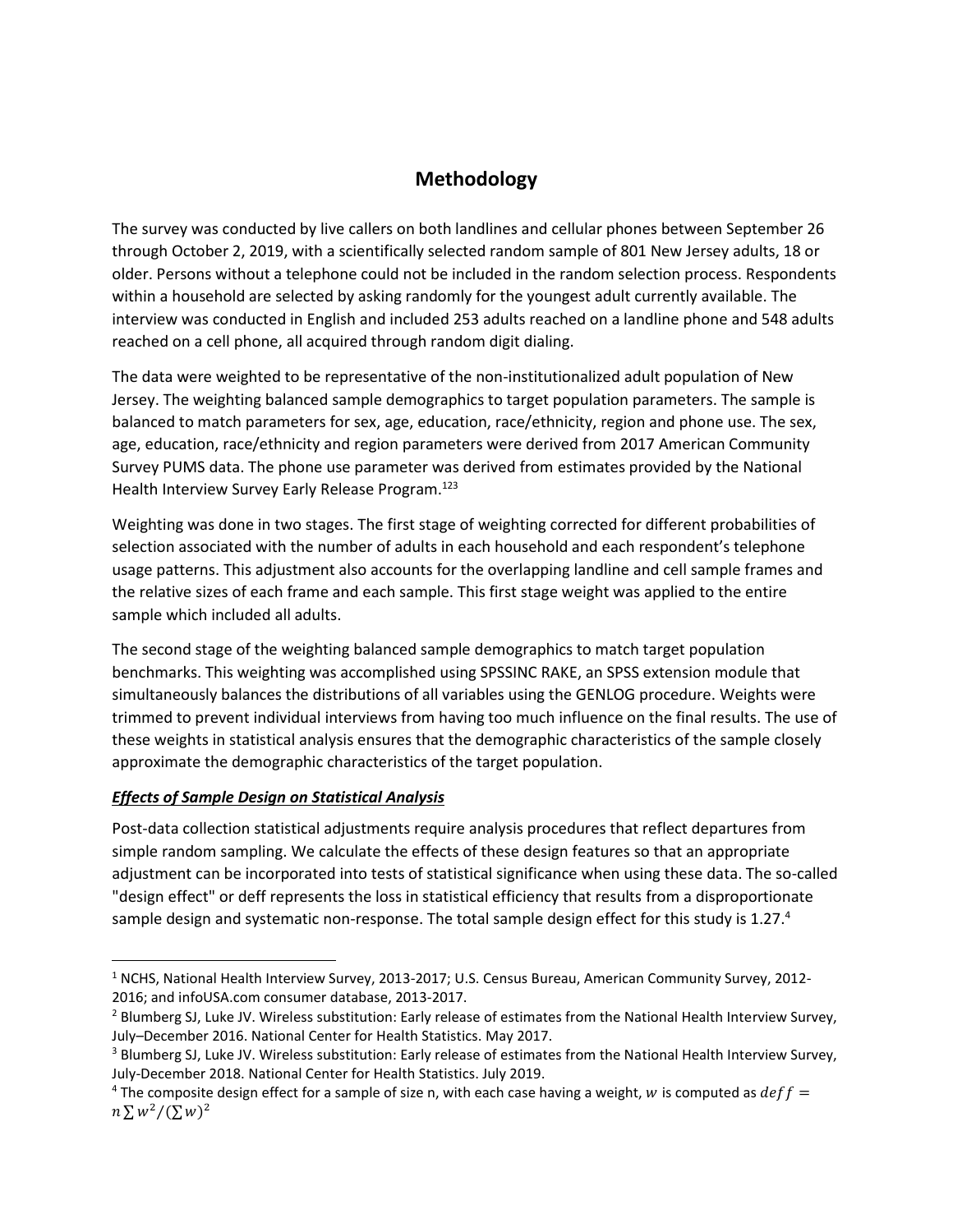# Methodology

The survey was conducted by live callers on both landlines and cellular phones between September 26 through October 2, 2019, with a scientifically selected random sample of 801 New Jersey adults, 18 or older. Persons without a telephone could not be included in the random selection process. Respondents within a household are selected by asking randomly for the youngest adult currently available. The interview was conducted in English and included 253 adults reached on a landline phone and 548 adults reached on a cell phone, all acquired through random digit dialing.

The data were weighted to be representative of the non-institutionalized adult population of New Jersey. The weighting balanced sample demographics to target population parameters. The sample is balanced to match parameters for sex, age, education, race/ethnicity, region and phone use. The sex, age, education, race/ethnicity and region parameters were derived from 2017 American Community Survey PUMS data. The phone use parameter was derived from estimates provided by the National Health Interview Survey Early Release Program.[1,2,3]

Weighting was done in two stages. The first stage of weighting corrected for different probabilities of selection associated with the number of adults in each household and each respondent's telephone usage patterns. This adjustment also accounts for the overlapping landline and cell sample frames and the relative sizes of each frame and each sample. This first stage weight was applied to the entire sample which included all adults.

The second stage of the weighting balanced sample demographics to match target population benchmarks. This weighting was accomplished using SPSSINC RAKE, an SPSS extension module that simultaneously balances the distributions of all variables using the GENLOG procedure. Weights were trimmed to prevent individual interviews from having too much influence on the final results. The use of these weights in statistical analysis ensures that the demographic characteristics of the sample closely approximate the demographic characteristics of the target population.

***Effects of Sample Design on Statistical Analysis***

Post-data collection statistical adjustments require analysis procedures that reflect departures from simple random sampling. We calculate the effects of these design features so that an appropriate adjustment can be incorporated into tests of statistical significance when using these data. The so-called "design effect" or deff represents the loss in statistical efficiency that results from a disproportionate sample design and systematic non-response. The total sample design effect for this study is 1.27.[4]

---

[1] NCHS, National Health Interview Survey, 2013-2017; U.S. Census Bureau, American Community Survey, 2012-2016; and infoUSA.com consumer database, 2013-2017.

[2] Blumberg SJ, Luke JV. Wireless substitution: Early release of estimates from the National Health Interview Survey, July–December 2016. National Center for Health Statistics. May 2017.

[3] Blumberg SJ, Luke JV. Wireless substitution: Early release of estimates from the National Health Interview Survey, July-December 2018. National Center for Health Statistics. July 2019.

[4] The composite design effect for a sample of size n, with each case having a weight, $w$ is computed as $deff = n\sum w^2/(\sum w)^2$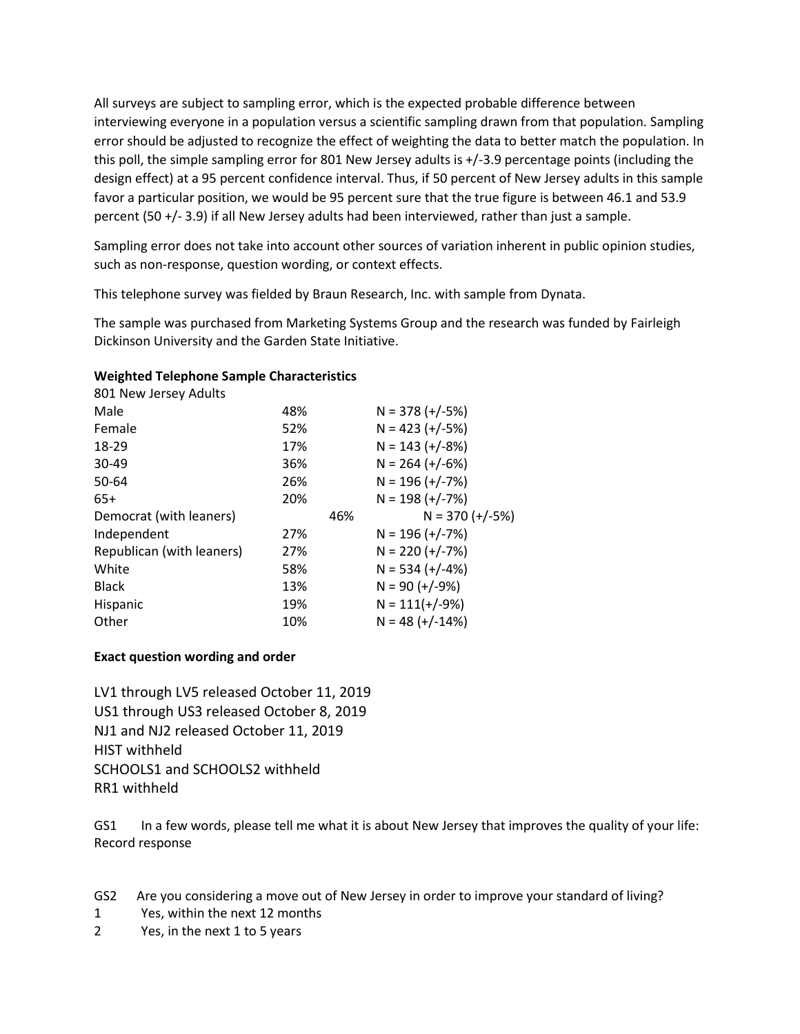All surveys are subject to sampling error, which is the expected probable difference between interviewing everyone in a population versus a scientific sampling drawn from that population. Sampling error should be adjusted to recognize the effect of weighting the data to better match the population. In this poll, the simple sampling error for 801 New Jersey adults is +/-3.9 percentage points (including the design effect) at a 95 percent confidence interval. Thus, if 50 percent of New Jersey adults in this sample favor a particular position, we would be 95 percent sure that the true figure is between 46.1 and 53.9 percent (50 +/- 3.9) if all New Jersey adults had been interviewed, rather than just a sample.

Sampling error does not take into account other sources of variation inherent in public opinion studies, such as non-response, question wording, or context effects.

This telephone survey was fielded by Braun Research, Inc. with sample from Dynata.

The sample was purchased from Marketing Systems Group and the research was funded by Fairleigh Dickinson University and the Garden State Initiative.

**Weighted Telephone Sample Characteristics**

| 801 New Jersey Adults | | |
|---|---|---|
| Male | 48% | N = 378 (+/-5%) |
| Female | 52% | N = 423 (+/-5%) |
| 18-29 | 17% | N = 143 (+/-8%) |
| 30-49 | 36% | N = 264 (+/-6%) |
| 50-64 | 26% | N = 196 (+/-7%) |
| 65+ | 20% | N = 198 (+/-7%) |
| Democrat (with leaners) | 46% | N = 370 (+/-5%) |
| Independent | 27% | N = 196 (+/-7%) |
| Republican (with leaners) | 27% | N = 220 (+/-7%) |
| White | 58% | N = 534 (+/-4%) |
| Black | 13% | N = 90 (+/-9%) |
| Hispanic | 19% | N = 111(+/-9%) |
| Other | 10% | N = 48 (+/-14%) |

**Exact question wording and order**

LV1 through LV5 released October 11, 2019
US1 through US3 released October 8, 2019
NJ1 and NJ2 released October 11, 2019
HIST withheld
SCHOOLS1 and SCHOOLS2 withheld
RR1 withheld

GS1 In a few words, please tell me what it is about New Jersey that improves the quality of your life:
Record response

GS2 Are you considering a move out of New Jersey in order to improve your standard of living?
1 Yes, within the next 12 months
2 Yes, in the next 1 to 5 years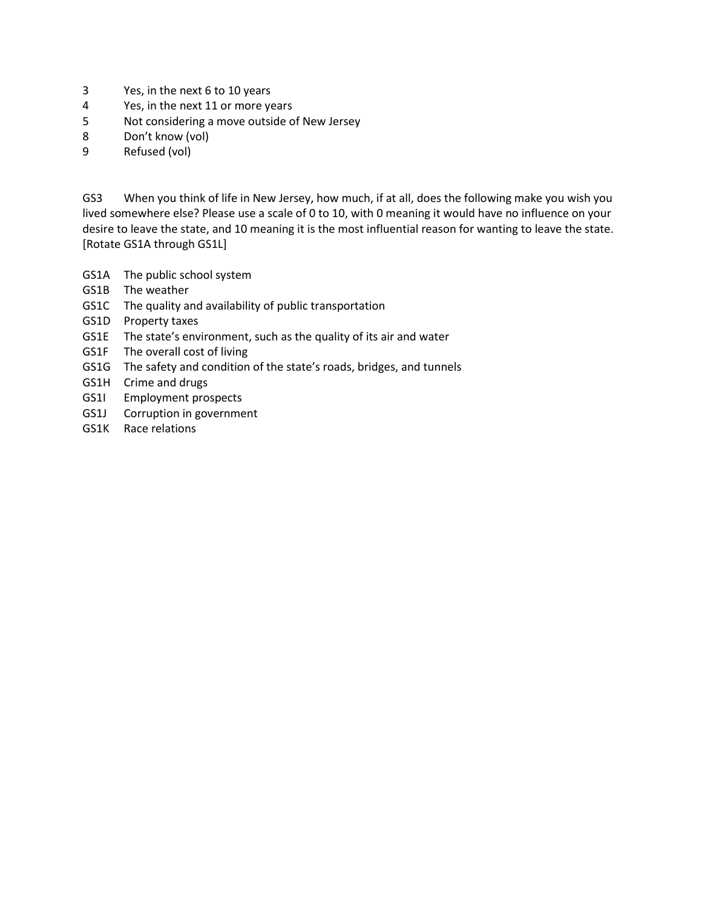3 Yes, in the next 6 to 10 years
4 Yes, in the next 11 or more years
5 Not considering a move outside of New Jersey
8 Don't know (vol)
9 Refused (vol)

GS3 When you think of life in New Jersey, how much, if at all, does the following make you wish you lived somewhere else? Please use a scale of 0 to 10, with 0 meaning it would have no influence on your desire to leave the state, and 10 meaning it is the most influential reason for wanting to leave the state. [Rotate GS1A through GS1L]

GS1A The public school system
GS1B The weather
GS1C The quality and availability of public transportation
GS1D Property taxes
GS1E The state's environment, such as the quality of its air and water
GS1F The overall cost of living
GS1G The safety and condition of the state's roads, bridges, and tunnels
GS1H Crime and drugs
GS1I Employment prospects
GS1J Corruption in government
GS1K Race relations